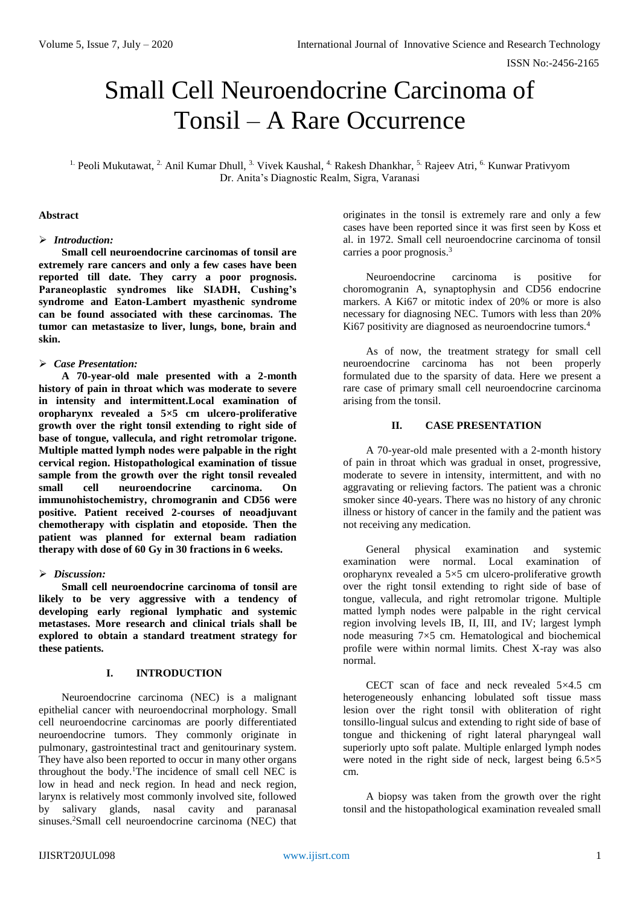# Small Cell Neuroendocrine Carcinoma of Tonsil – A Rare Occurrence

[1.] Peoli Mukutawat, [2.] Anil Kumar Dhull, [3.] Vivek Kaushal, [4.] Rakesh Dhankhar, [5.] Rajeev Atri, [6.] Kunwar Prativyom
Dr. Anita's Diagnostic Realm, Sigra, Varanasi

## Abstract

➢ ***Introduction:***

**Small cell neuroendocrine carcinomas of tonsil are extremely rare cancers and only a few cases have been reported till date. They carry a poor prognosis. Paraneoplastic syndromes like SIADH, Cushing's syndrome and Eaton-Lambert myasthenic syndrome can be found associated with these carcinomas. The tumor can metastasize to liver, lungs, bone, brain and skin.**

➢ ***Case Presentation:***

**A 70-year-old male presented with a 2-month history of pain in throat which was moderate to severe in intensity and intermittent.Local examination of oropharynx revealed a 5×5 cm ulcero-proliferative growth over the right tonsil extending to right side of base of tongue, vallecula, and right retromolar trigone. Multiple matted lymph nodes were palpable in the right cervical region. Histopathological examination of tissue sample from the growth over the right tonsil revealed small cell neuroendocrine carcinoma. On immunohistochemistry, chromogranin and CD56 were positive. Patient received 2-courses of neoadjuvant chemotherapy with cisplatin and etoposide. Then the patient was planned for external beam radiation therapy with dose of 60 Gy in 30 fractions in 6 weeks.**

➢ ***Discussion:***

**Small cell neuroendocrine carcinoma of tonsil are likely to be very aggressive with a tendency of developing early regional lymphatic and systemic metastases. More research and clinical trials shall be explored to obtain a standard treatment strategy for these patients.**

## I. INTRODUCTION

Neuroendocrine carcinoma (NEC) is a malignant epithelial cancer with neuroendocrinal morphology. Small cell neuroendocrine carcinomas are poorly differentiated neuroendocrine tumors. They commonly originate in pulmonary, gastrointestinal tract and genitourinary system. They have also been reported to occur in many other organs throughout the body.[1]The incidence of small cell NEC is low in head and neck region. In head and neck region, larynx is relatively most commonly involved site, followed by salivary glands, nasal cavity and paranasal sinuses.[2]Small cell neuroendocrine carcinoma (NEC) that originates in the tonsil is extremely rare and only a few cases have been reported since it was first seen by Koss et al. in 1972. Small cell neuroendocrine carcinoma of tonsil carries a poor prognosis.[3]

Neuroendocrine carcinoma is positive for choromogranin A, synaptophysin and CD56 endocrine markers. A Ki67 or mitotic index of 20% or more is also necessary for diagnosing NEC. Tumors with less than 20% Ki67 positivity are diagnosed as neuroendocrine tumors.[4]

As of now, the treatment strategy for small cell neuroendocrine carcinoma has not been properly formulated due to the sparsity of data. Here we present a rare case of primary small cell neuroendocrine carcinoma arising from the tonsil.

## II. CASE PRESENTATION

A 70-year-old male presented with a 2-month history of pain in throat which was gradual in onset, progressive, moderate to severe in intensity, intermittent, and with no aggravating or relieving factors. The patient was a chronic smoker since 40-years. There was no history of any chronic illness or history of cancer in the family and the patient was not receiving any medication.

General physical examination and systemic examination were normal. Local examination of oropharynx revealed a 5×5 cm ulcero-proliferative growth over the right tonsil extending to right side of base of tongue, vallecula, and right retromolar trigone. Multiple matted lymph nodes were palpable in the right cervical region involving levels IB, II, III, and IV; largest lymph node measuring 7×5 cm. Hematological and biochemical profile were within normal limits. Chest X-ray was also normal.

CECT scan of face and neck revealed 5×4.5 cm heterogeneously enhancing lobulated soft tissue mass lesion over the right tonsil with obliteration of right tonsillo-lingual sulcus and extending to right side of base of tongue and thickening of right lateral pharyngeal wall superiorly upto soft palate. Multiple enlarged lymph nodes were noted in the right side of neck, largest being 6.5×5 cm.

A biopsy was taken from the growth over the right tonsil and the histopathological examination revealed small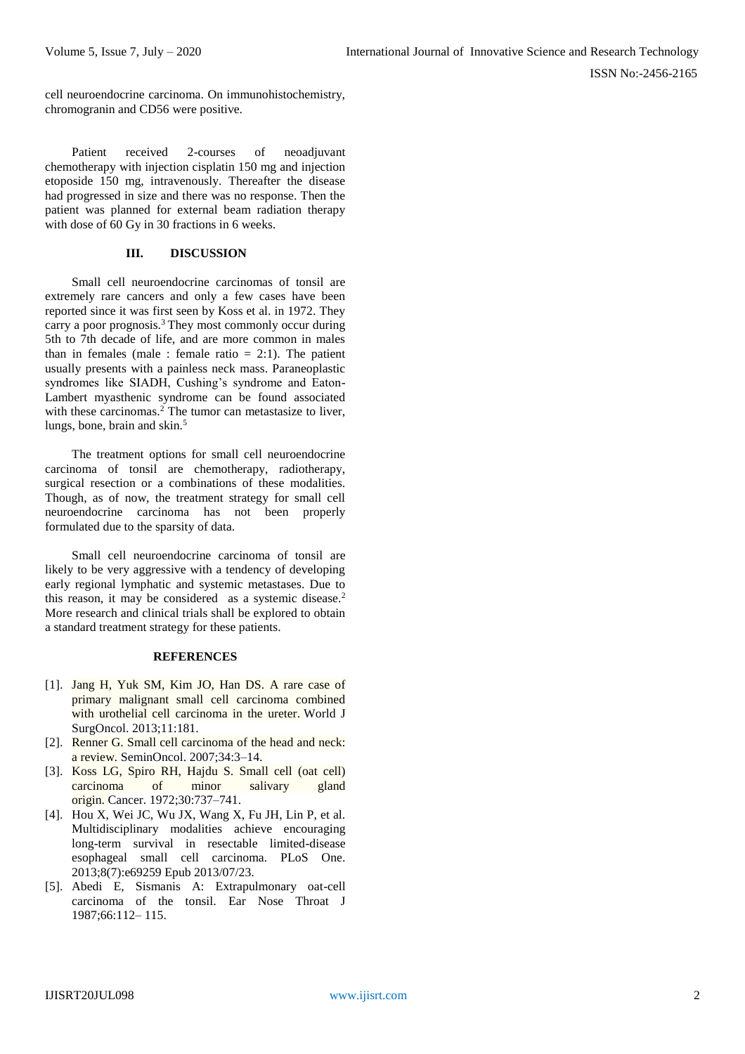cell neuroendocrine carcinoma. On immunohistochemistry, chromogranin and CD56 were positive.

Patient received 2-courses of neoadjuvant chemotherapy with injection cisplatin 150 mg and injection etoposide 150 mg, intravenously. Thereafter the disease had progressed in size and there was no response. Then the patient was planned for external beam radiation therapy with dose of 60 Gy in 30 fractions in 6 weeks.

## III. DISCUSSION

Small cell neuroendocrine carcinomas of tonsil are extremely rare cancers and only a few cases have been reported since it was first seen by Koss et al. in 1972. They carry a poor prognosis.[3] They most commonly occur during 5th to 7th decade of life, and are more common in males than in females (male : female ratio = 2:1). The patient usually presents with a painless neck mass. Paraneoplastic syndromes like SIADH, Cushing's syndrome and Eaton-Lambert myasthenic syndrome can be found associated with these carcinomas.[2] The tumor can metastasize to liver, lungs, bone, brain and skin.[5]

The treatment options for small cell neuroendocrine carcinoma of tonsil are chemotherapy, radiotherapy, surgical resection or a combinations of these modalities. Though, as of now, the treatment strategy for small cell neuroendocrine carcinoma has not been properly formulated due to the sparsity of data.

Small cell neuroendocrine carcinoma of tonsil are likely to be very aggressive with a tendency of developing early regional lymphatic and systemic metastases. Due to this reason, it may be considered as a systemic disease.[2] More research and clinical trials shall be explored to obtain a standard treatment strategy for these patients.

## REFERENCES

- [1]. Jang H, Yuk SM, Kim JO, Han DS. A rare case of primary malignant small cell carcinoma combined with urothelial cell carcinoma in the ureter. World J SurgOncol. 2013;11:181.
- [2]. Renner G. Small cell carcinoma of the head and neck: a review. SeminOncol. 2007;34:3–14.
- [3]. Koss LG, Spiro RH, Hajdu S. Small cell (oat cell) carcinoma of minor salivary gland origin. Cancer. 1972;30:737–741.
- [4]. Hou X, Wei JC, Wu JX, Wang X, Fu JH, Lin P, et al. Multidisciplinary modalities achieve encouraging long-term survival in resectable limited-disease esophageal small cell carcinoma. PLoS One. 2013;8(7):e69259 Epub 2013/07/23.
- [5]. Abedi E, Sismanis A: Extrapulmonary oat-cell carcinoma of the tonsil. Ear Nose Throat J 1987;66:112– 115.